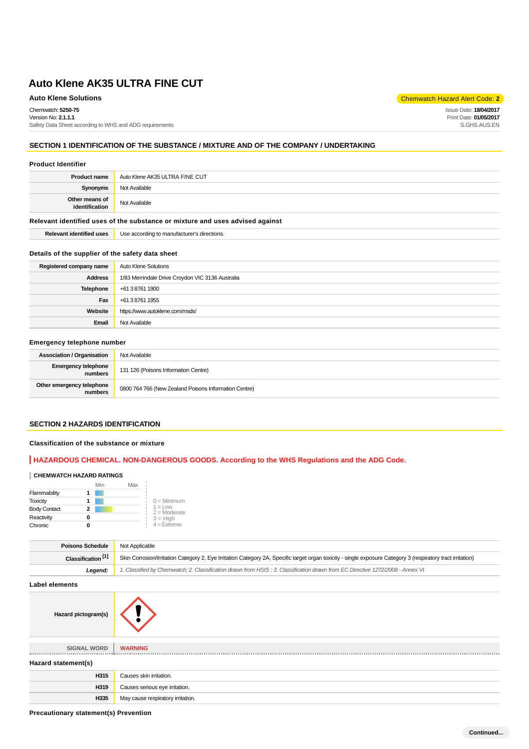# Auto Klene AK35 ULTRA FINE CUT

**Auto Klene Solutions**

Chemwatch Hazard Alert Code: **2**

Chemwatch: **5250-75**
Version No: **2.1.1.1**
Safety Data Sheet according to WHS and ADG requirements

Issue Date: **18/04/2017**
Print Date: **01/05/2017**
S.GHS.AUS.EN

## SECTION 1 IDENTIFICATION OF THE SUBSTANCE / MIXTURE AND OF THE COMPANY / UNDERTAKING

### Product Identifier

| | |
|---|---|
| **Product name** | Auto Klene AK35 ULTRA FINE CUT |
| **Synonyms** | Not Available |
| **Other means of identification** | Not Available |

### Relevant identified uses of the substance or mixture and uses advised against

| | |
|---|---|
| **Relevant identified uses** | Use according to manufacturer's directions. |

### Details of the supplier of the safety data sheet

| | |
|---|---|
| **Registered company name** | Auto Klene Solutions |
| **Address** | 1/83 Merrindale Drive Croydon VIC 3136 Australia |
| **Telephone** | +61 3 8761 1900 |
| **Fax** | +61 3 8761 1955 |
| **Website** | https://www.autoklene.com/msds/ |
| **Email** | Not Available |

### Emergency telephone number

| | |
|---|---|
| **Association / Organisation** | Not Available |
| **Emergency telephone numbers** | 131 126 (Poisons Information Centre) |
| **Other emergency telephone numbers** | 0800 764 766 (New Zealand Poisons Information Centre) |

## SECTION 2 HAZARDS IDENTIFICATION

### Classification of the substance or mixture

**HAZARDOUS CHEMICAL. NON-DANGEROUS GOODS. According to the WHS Regulations and the ADG Code.**

**CHEMWATCH HAZARD RATINGS**

| | Rating (Min – Max) |
|---|---|
| Flammability | 1 |
| Toxicity | 1 |
| Body Contact | 2 |
| Reactivity | 0 |
| Chronic | 0 |

0 = Minimum
1 = Low
2 = Moderate
3 = High
4 = Extreme

| | |
|---|---|
| **Poisons Schedule** | Not Applicable |
| **Classification [1]** | Skin Corrosion/Irritation Category 2, Eye Irritation Category 2A, Specific target organ toxicity - single exposure Category 3 (respiratory tract irritation) |
| ***Legend:*** | *1. Classified by Chemwatch; 2. Classification drawn from HSIS ; 3. Classification drawn from EC Directive 1272/2008 - Annex VI* |

### Label elements

| | |
|---|---|
| **Hazard pictogram(s)** | (GHS exclamation mark pictogram) |
| **SIGNAL WORD** | **WARNING** |

### Hazard statement(s)

| | |
|---|---|
| **H315** | Causes skin irritation. |
| **H319** | Causes serious eye irritation. |
| **H335** | May cause respiratory irritation. |

### Precautionary statement(s) Prevention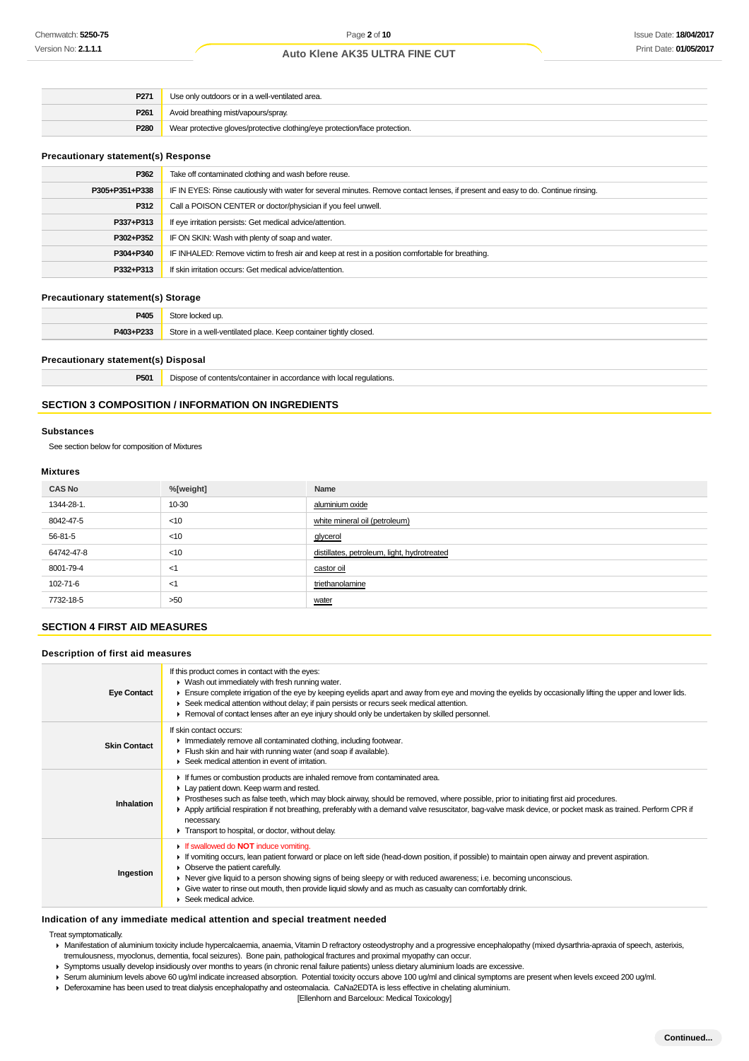| | |
|---|---|
| **P271** | Use only outdoors or in a well-ventilated area. |
| **P261** | Avoid breathing mist/vapours/spray. |
| **P280** | Wear protective gloves/protective clothing/eye protection/face protection. |

### Precautionary statement(s) Response

| | |
|---|---|
| **P362** | Take off contaminated clothing and wash before reuse. |
| **P305+P351+P338** | IF IN EYES: Rinse cautiously with water for several minutes. Remove contact lenses, if present and easy to do. Continue rinsing. |
| **P312** | Call a POISON CENTER or doctor/physician if you feel unwell. |
| **P337+P313** | If eye irritation persists: Get medical advice/attention. |
| **P302+P352** | IF ON SKIN: Wash with plenty of soap and water. |
| **P304+P340** | IF INHALED: Remove victim to fresh air and keep at rest in a position comfortable for breathing. |
| **P332+P313** | If skin irritation occurs: Get medical advice/attention. |

### Precautionary statement(s) Storage

| | |
|---|---|
| **P405** | Store locked up. |
| **P403+P233** | Store in a well-ventilated place. Keep container tightly closed. |

### Precautionary statement(s) Disposal

| | |
|---|---|
| **P501** | Dispose of contents/container in accordance with local regulations. |

## SECTION 3 COMPOSITION / INFORMATION ON INGREDIENTS

### Substances

See section below for composition of Mixtures

### Mixtures

| CAS No | %[weight] | Name |
|---|---|---|
| 1344-28-1. | 10-30 | aluminium oxide |
| 8042-47-5 | <10 | white mineral oil (petroleum) |
| 56-81-5 | <10 | glycerol |
| 64742-47-8 | <10 | distillates, petroleum, light, hydrotreated |
| 8001-79-4 | <1 | castor oil |
| 102-71-6 | <1 | triethanolamine |
| 7732-18-5 | >50 | water |

## SECTION 4 FIRST AID MEASURES

### Description of first aid measures

| | |
|---|---|
| **Eye Contact** | If this product comes in contact with the eyes:<br>▶ Wash out immediately with fresh running water.<br>▶ Ensure complete irrigation of the eye by keeping eyelids apart and away from eye and moving the eyelids by occasionally lifting the upper and lower lids.<br>▶ Seek medical attention without delay; if pain persists or recurs seek medical attention.<br>▶ Removal of contact lenses after an eye injury should only be undertaken by skilled personnel. |
| **Skin Contact** | If skin contact occurs:<br>▶ Immediately remove all contaminated clothing, including footwear.<br>▶ Flush skin and hair with running water (and soap if available).<br>▶ Seek medical attention in event of irritation. |
| **Inhalation** | ▶ If fumes or combustion products are inhaled remove from contaminated area.<br>▶ Lay patient down. Keep warm and rested.<br>▶ Prostheses such as false teeth, which may block airway, should be removed, where possible, prior to initiating first aid procedures.<br>▶ Apply artificial respiration if not breathing, preferably with a demand valve resuscitator, bag-valve mask device, or pocket mask as trained. Perform CPR if necessary.<br>▶ Transport to hospital, or doctor, without delay. |
| **Ingestion** | ▶ If swallowed do **NOT** induce vomiting.<br>▶ If vomiting occurs, lean patient forward or place on left side (head-down position, if possible) to maintain open airway and prevent aspiration.<br>▶ Observe the patient carefully.<br>▶ Never give liquid to a person showing signs of being sleepy or with reduced awareness; i.e. becoming unconscious.<br>▶ Give water to rinse out mouth, then provide liquid slowly and as much as casualty can comfortably drink.<br>▶ Seek medical advice. |

### Indication of any immediate medical attention and special treatment needed

Treat symptomatically.

- Manifestation of aluminium toxicity include hypercalcaemia, anaemia, Vitamin D refractory osteodystrophy and a progressive encephalopathy (mixed dysarthria-apraxia of speech, asterixis, tremulousness, myoclonus, dementia, focal seizures). Bone pain, pathological fractures and proximal myopathy can occur.
- Symptoms usually develop insidiously over months to years (in chronic renal failure patients) unless dietary aluminium loads are excessive.
- Serum aluminium levels above 60 ug/ml indicate increased absorption. Potential toxicity occurs above 100 ug/ml and clinical symptoms are present when levels exceed 200 ug/ml.
- Deferoxamine has been used to treat dialysis encephalopathy and osteomalacia. CaNa2EDTA is less effective in chelating aluminium.

[Ellenhorn and Barceloux: Medical Toxicology]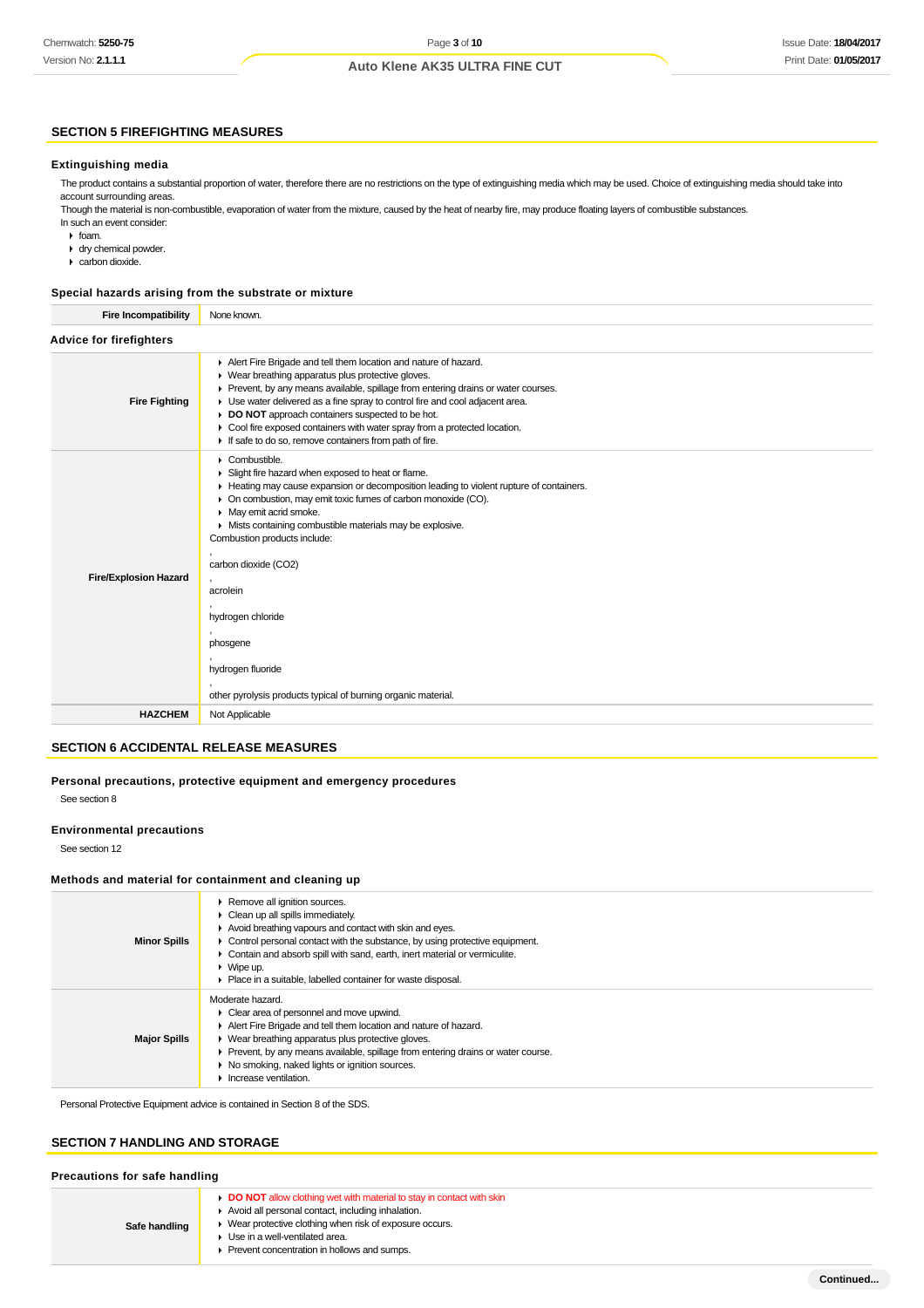## SECTION 5 FIREFIGHTING MEASURES

### Extinguishing media

The product contains a substantial proportion of water, therefore there are no restrictions on the type of extinguishing media which may be used. Choice of extinguishing media should take into account surrounding areas.

Though the material is non-combustible, evaporation of water from the mixture, caused by the heat of nearby fire, may produce floating layers of combustible substances.

In such an event consider:

- foam.
- dry chemical powder.
- carbon dioxide.

### Special hazards arising from the substrate or mixture

| Fire Incompatibility | None known. |
|---|---|

### Advice for firefighters

| | |
|---|---|
| **Fire Fighting** | ▸ Alert Fire Brigade and tell them location and nature of hazard.<br>▸ Wear breathing apparatus plus protective gloves.<br>▸ Prevent, by any means available, spillage from entering drains or water courses.<br>▸ Use water delivered as a fine spray to control fire and cool adjacent area.<br>▸ **DO NOT** approach containers suspected to be hot.<br>▸ Cool fire exposed containers with water spray from a protected location.<br>▸ If safe to do so, remove containers from path of fire. |
| **Fire/Explosion Hazard** | ▸ Combustible.<br>▸ Slight fire hazard when exposed to heat or flame.<br>▸ Heating may cause expansion or decomposition leading to violent rupture of containers.<br>▸ On combustion, may emit toxic fumes of carbon monoxide (CO).<br>▸ May emit acrid smoke.<br>▸ Mists containing combustible materials may be explosive.<br>Combustion products include:<br>,<br>carbon dioxide ($CO_2$)<br>,<br>acrolein<br>,<br>hydrogen chloride<br>,<br>phosgene<br>,<br>hydrogen fluoride<br>,<br>other pyrolysis products typical of burning organic material. |
| **HAZCHEM** | Not Applicable |

## SECTION 6 ACCIDENTAL RELEASE MEASURES

### Personal precautions, protective equipment and emergency procedures

See section 8

### Environmental precautions

See section 12

### Methods and material for containment and cleaning up

| | |
|---|---|
| **Minor Spills** | ▸ Remove all ignition sources.<br>▸ Clean up all spills immediately.<br>▸ Avoid breathing vapours and contact with skin and eyes.<br>▸ Control personal contact with the substance, by using protective equipment.<br>▸ Contain and absorb spill with sand, earth, inert material or vermiculite.<br>▸ Wipe up.<br>▸ Place in a suitable, labelled container for waste disposal. |
| **Major Spills** | Moderate hazard.<br>▸ Clear area of personnel and move upwind.<br>▸ Alert Fire Brigade and tell them location and nature of hazard.<br>▸ Wear breathing apparatus plus protective gloves.<br>▸ Prevent, by any means available, spillage from entering drains or water course.<br>▸ No smoking, naked lights or ignition sources.<br>▸ Increase ventilation. |

Personal Protective Equipment advice is contained in Section 8 of the SDS.

## SECTION 7 HANDLING AND STORAGE

### Precautions for safe handling

| | |
|---|---|
| **Safe handling** | ▸ **DO NOT** allow clothing wet with material to stay in contact with skin<br>▸ Avoid all personal contact, including inhalation.<br>▸ Wear protective clothing when risk of exposure occurs.<br>▸ Use in a well-ventilated area.<br>▸ Prevent concentration in hollows and sumps. |

Continued...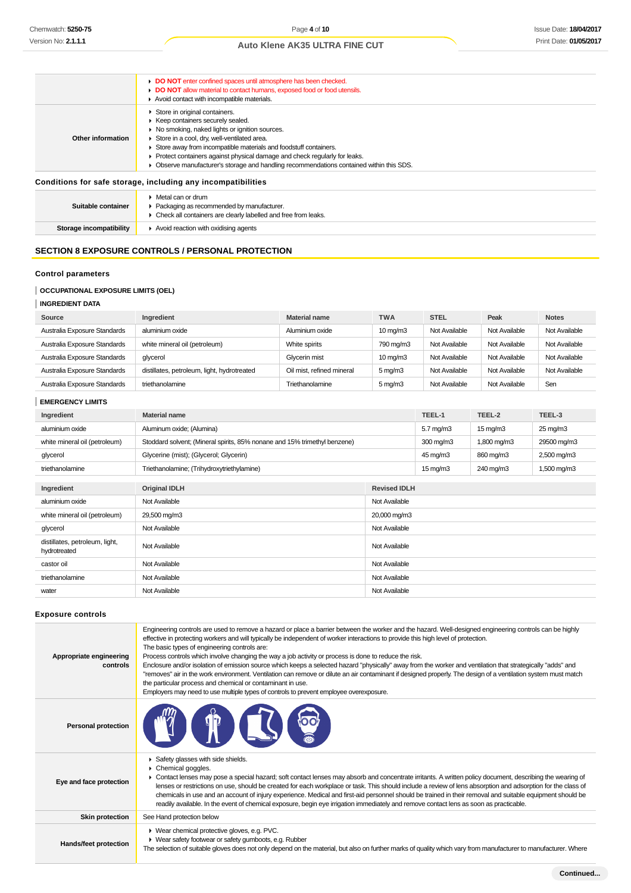| | |
|---|---|
| | ▸ **DO NOT** enter confined spaces until atmosphere has been checked.<br>▸ **DO NOT** allow material to contact humans, exposed food or food utensils.<br>▸ Avoid contact with incompatible materials. |
| **Other information** | ▸ Store in original containers.<br>▸ Keep containers securely sealed.<br>▸ No smoking, naked lights or ignition sources.<br>▸ Store in a cool, dry, well-ventilated area.<br>▸ Store away from incompatible materials and foodstuff containers.<br>▸ Protect containers against physical damage and check regularly for leaks.<br>▸ Observe manufacturer's storage and handling recommendations contained within this SDS. |

### Conditions for safe storage, including any incompatibilities

| | |
|---|---|
| **Suitable container** | ▸ Metal can or drum<br>▸ Packaging as recommended by manufacturer.<br>▸ Check all containers are clearly labelled and free from leaks. |
| **Storage incompatibility** | ▸ Avoid reaction with oxidising agents |

## SECTION 8 EXPOSURE CONTROLS / PERSONAL PROTECTION

### Control parameters

#### OCCUPATIONAL EXPOSURE LIMITS (OEL)

#### INGREDIENT DATA

| Source | Ingredient | Material name | TWA | STEL | Peak | Notes |
|---|---|---|---|---|---|---|
| Australia Exposure Standards | aluminium oxide | Aluminium oxide | 10 mg/m3 | Not Available | Not Available | Not Available |
| Australia Exposure Standards | white mineral oil (petroleum) | White spirits | 790 mg/m3 | Not Available | Not Available | Not Available |
| Australia Exposure Standards | glycerol | Glycerin mist | 10 mg/m3 | Not Available | Not Available | Not Available |
| Australia Exposure Standards | distillates, petroleum, light, hydrotreated | Oil mist, refined mineral | 5 mg/m3 | Not Available | Not Available | Not Available |
| Australia Exposure Standards | triethanolamine | Triethanolamine | 5 mg/m3 | Not Available | Not Available | Sen |

#### EMERGENCY LIMITS

| Ingredient | Material name | TEEL-1 | TEEL-2 | TEEL-3 |
|---|---|---|---|---|
| aluminium oxide | Aluminum oxide; (Alumina) | 5.7 mg/m3 | 15 mg/m3 | 25 mg/m3 |
| white mineral oil (petroleum) | Stoddard solvent; (Mineral spirits, 85% nonane and 15% trimethyl benzene) | 300 mg/m3 | 1,800 mg/m3 | 29500 mg/m3 |
| glycerol | Glycerine (mist); (Glycerol; Glycerin) | 45 mg/m3 | 860 mg/m3 | 2,500 mg/m3 |
| triethanolamine | Triethanolamine; (Trihydroxytriethylamine) | 15 mg/m3 | 240 mg/m3 | 1,500 mg/m3 |

| Ingredient | Original IDLH | Revised IDLH |
|---|---|---|
| aluminium oxide | Not Available | Not Available |
| white mineral oil (petroleum) | 29,500 mg/m3 | 20,000 mg/m3 |
| glycerol | Not Available | Not Available |
| distillates, petroleum, light, hydrotreated | Not Available | Not Available |
| castor oil | Not Available | Not Available |
| triethanolamine | Not Available | Not Available |
| water | Not Available | Not Available |

### Exposure controls

| | |
|---|---|
| **Appropriate engineering controls** | Engineering controls are used to remove a hazard or place a barrier between the worker and the hazard. Well-designed engineering controls can be highly effective in protecting workers and will typically be independent of worker interactions to provide this high level of protection.<br>The basic types of engineering controls are:<br>Process controls which involve changing the way a job activity or process is done to reduce the risk.<br>Enclosure and/or isolation of emission source which keeps a selected hazard "physically" away from the worker and ventilation that strategically "adds" and "removes" air in the work environment. Ventilation can remove or dilute an air contaminant if designed properly. The design of a ventilation system must match the particular process and chemical or contaminant in use.<br>Employers may need to use multiple types of controls to prevent employee overexposure. |
| **Personal protection** | |
| **Eye and face protection** | ▸ Safety glasses with side shields.<br>▸ Chemical goggles.<br>▸ Contact lenses may pose a special hazard; soft contact lenses may absorb and concentrate irritants. A written policy document, describing the wearing of lenses or restrictions on use, should be created for each workplace or task. This should include a review of lens absorption and adsorption for the class of chemicals in use and an account of injury experience. Medical and first-aid personnel should be trained in their removal and suitable equipment should be readily available. In the event of chemical exposure, begin eye irrigation immediately and remove contact lens as soon as practicable. |
| **Skin protection** | See Hand protection below |
| **Hands/feet protection** | ▸ Wear chemical protective gloves, e.g. PVC.<br>▸ Wear safety footwear or safety gumboots, e.g. Rubber<br>The selection of suitable gloves does not only depend on the material, but also on further marks of quality which vary from manufacturer to manufacturer. Where |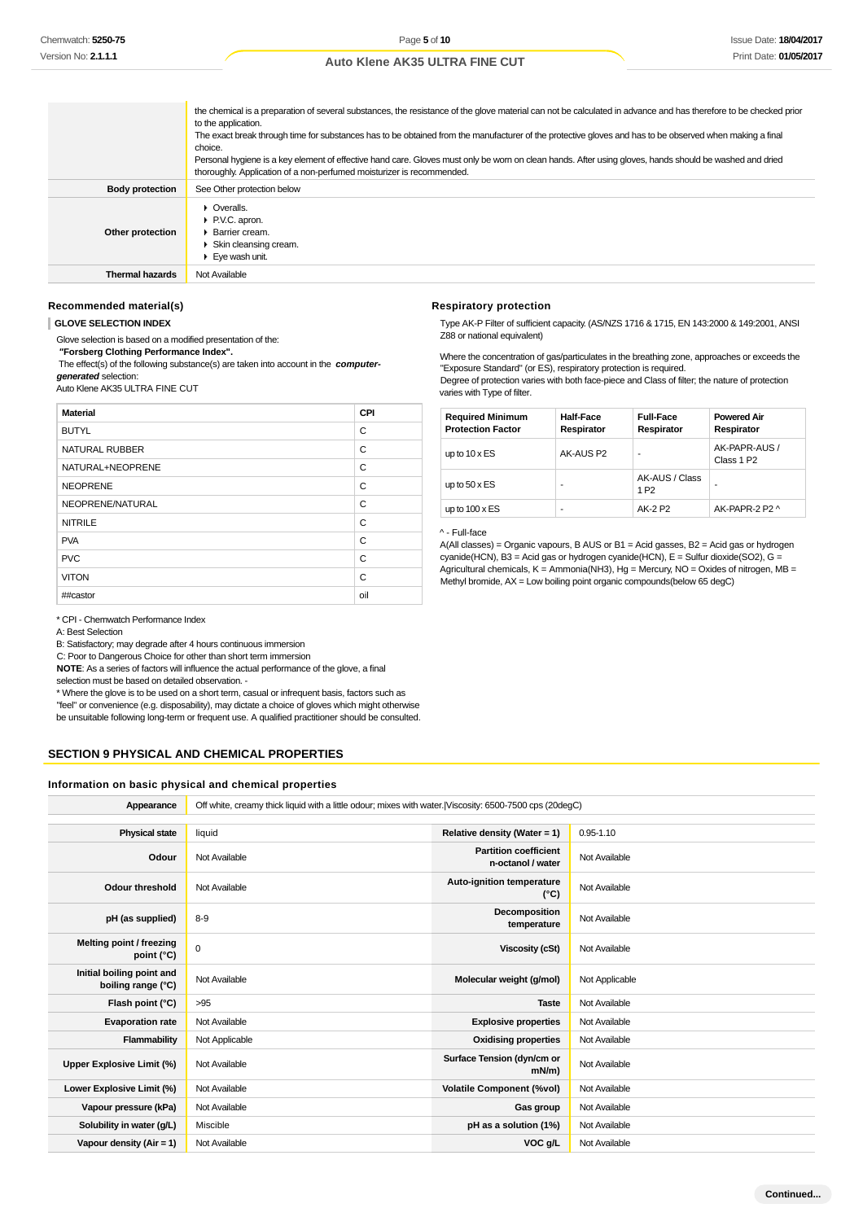| | |
|---|---|
| | the chemical is a preparation of several substances, the resistance of the glove material can not be calculated in advance and has therefore to be checked prior to the application.<br>The exact break through time for substances has to be obtained from the manufacturer of the protective gloves and has to be observed when making a final choice.<br>Personal hygiene is a key element of effective hand care. Gloves must only be worn on clean hands. After using gloves, hands should be washed and dried thoroughly. Application of a non-perfumed moisturizer is recommended. |
| **Body protection** | See Other protection below |
| **Other protection** | ▸ Overalls.<br>▸ P.V.C. apron.<br>▸ Barrier cream.<br>▸ Skin cleansing cream.<br>▸ Eye wash unit. |
| **Thermal hazards** | Not Available |

### Recommended material(s)

**GLOVE SELECTION INDEX**

Glove selection is based on a modified presentation of the:

***"Forsberg Clothing Performance Index".***

The effect(s) of the following substance(s) are taken into account in the ***computer-generated*** selection:

Auto Klene AK35 ULTRA FINE CUT

| Material | CPI |
|---|---|
| BUTYL | C |
| NATURAL RUBBER | C |
| NATURAL+NEOPRENE | C |
| NEOPRENE | C |
| NEOPRENE/NATURAL | C |
| NITRILE | C |
| PVA | C |
| PVC | C |
| VITON | C |
| ##castor | oil |

* CPI - Chemwatch Performance Index

A: Best Selection

B: Satisfactory; may degrade after 4 hours continuous immersion

C: Poor to Dangerous Choice for other than short term immersion

**NOTE**: As a series of factors will influence the actual performance of the glove, a final selection must be based on detailed observation. -

* Where the glove is to be used on a short term, casual or infrequent basis, factors such as "feel" or convenience (e.g. disposability), may dictate a choice of gloves which might otherwise be unsuitable following long-term or frequent use. A qualified practitioner should be consulted.

### Respiratory protection

Type AK-P Filter of sufficient capacity. (AS/NZS 1716 & 1715, EN 143:2000 & 149:2001, ANSI Z88 or national equivalent)

Where the concentration of gas/particulates in the breathing zone, approaches or exceeds the "Exposure Standard" (or ES), respiratory protection is required.

Degree of protection varies with both face-piece and Class of filter; the nature of protection varies with Type of filter.

| Required Minimum Protection Factor | Half-Face Respirator | Full-Face Respirator | Powered Air Respirator |
|---|---|---|---|
| up to 10 x ES | AK-AUS P2 | - | AK-PAPR-AUS / Class 1 P2 |
| up to 50 x ES | - | AK-AUS / Class 1 P2 | - |
| up to 100 x ES | - | AK-2 P2 | AK-PAPR-2 P2 ^ |

^ - Full-face

A(All classes) = Organic vapours, B AUS or B1 = Acid gasses, B2 = Acid gas or hydrogen cyanide(HCN), B3 = Acid gas or hydrogen cyanide(HCN), E = Sulfur dioxide(SO2), G = Agricultural chemicals, K = Ammonia(NH3), Hg = Mercury, NO = Oxides of nitrogen, MB = Methyl bromide, AX = Low boiling point organic compounds(below 65 degC)

## SECTION 9 PHYSICAL AND CHEMICAL PROPERTIES

### Information on basic physical and chemical properties

| | | | |
|---|---|---|---|
| **Appearance** | Off white, creamy thick liquid with a little odour; mixes with water.\|Viscosity: 6500-7500 cps (20degC) | | |
| **Physical state** | liquid | **Relative density (Water = 1)** | 0.95-1.10 |
| **Odour** | Not Available | **Partition coefficient n-octanol / water** | Not Available |
| **Odour threshold** | Not Available | **Auto-ignition temperature (°C)** | Not Available |
| **pH (as supplied)** | 8-9 | **Decomposition temperature** | Not Available |
| **Melting point / freezing point (°C)** | 0 | **Viscosity (cSt)** | Not Available |
| **Initial boiling point and boiling range (°C)** | Not Available | **Molecular weight (g/mol)** | Not Applicable |
| **Flash point (°C)** | >95 | **Taste** | Not Available |
| **Evaporation rate** | Not Available | **Explosive properties** | Not Available |
| **Flammability** | Not Applicable | **Oxidising properties** | Not Available |
| **Upper Explosive Limit (%)** | Not Available | **Surface Tension (dyn/cm or mN/m)** | Not Available |
| **Lower Explosive Limit (%)** | Not Available | **Volatile Component (%vol)** | Not Available |
| **Vapour pressure (kPa)** | Not Available | **Gas group** | Not Available |
| **Solubility in water (g/L)** | Miscible | **pH as a solution (1%)** | Not Available |
| **Vapour density (Air = 1)** | Not Available | **VOC g/L** | Not Available |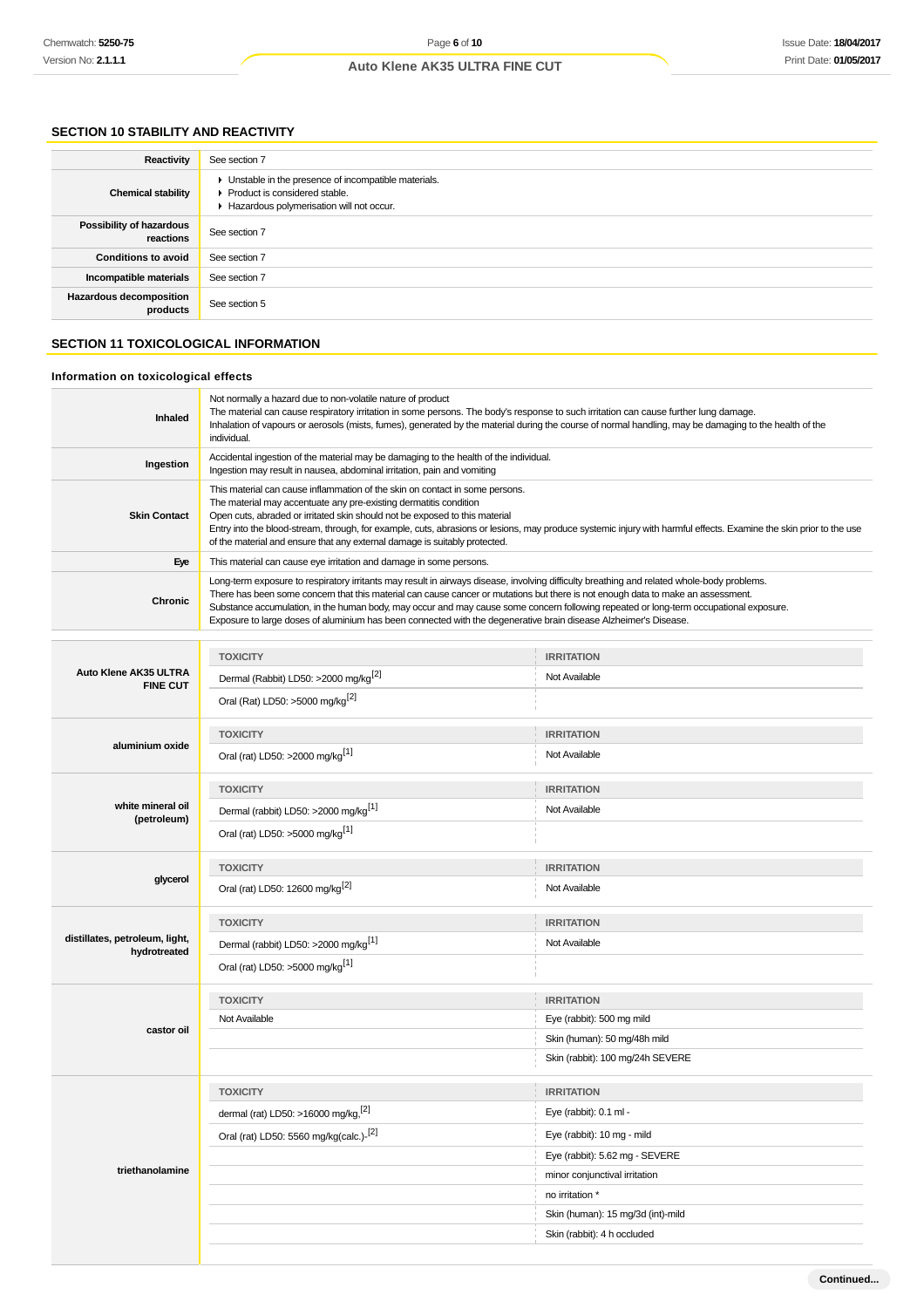## SECTION 10 STABILITY AND REACTIVITY

| | |
|---|---|
| **Reactivity** | See section 7 |
| **Chemical stability** | ▸ Unstable in the presence of incompatible materials.<br>▸ Product is considered stable.<br>▸ Hazardous polymerisation will not occur. |
| **Possibility of hazardous reactions** | See section 7 |
| **Conditions to avoid** | See section 7 |
| **Incompatible materials** | See section 7 |
| **Hazardous decomposition products** | See section 5 |

## SECTION 11 TOXICOLOGICAL INFORMATION

### Information on toxicological effects

| | |
|---|---|
| **Inhaled** | Not normally a hazard due to non-volatile nature of product<br>The material can cause respiratory irritation in some persons. The body's response to such irritation can cause further lung damage.<br>Inhalation of vapours or aerosols (mists, fumes), generated by the material during the course of normal handling, may be damaging to the health of the individual. |
| **Ingestion** | Accidental ingestion of the material may be damaging to the health of the individual.<br>Ingestion may result in nausea, abdominal irritation, pain and vomiting |
| **Skin Contact** | This material can cause inflammation of the skin on contact in some persons.<br>The material may accentuate any pre-existing dermatitis condition<br>Open cuts, abraded or irritated skin should not be exposed to this material<br>Entry into the blood-stream, through, for example, cuts, abrasions or lesions, may produce systemic injury with harmful effects. Examine the skin prior to the use of the material and ensure that any external damage is suitably protected. |
| **Eye** | This material can cause eye irritation and damage in some persons. |
| **Chronic** | Long-term exposure to respiratory irritants may result in airways disease, involving difficulty breathing and related whole-body problems.<br>There has been some concern that this material can cause cancer or mutations but there is not enough data to make an assessment.<br>Substance accumulation, in the human body, may occur and may cause some concern following repeated or long-term occupational exposure.<br>Exposure to large doses of aluminium has been connected with the degenerative brain disease Alzheimer's Disease. |

| | TOXICITY | IRRITATION |
|---|---|---|
| **Auto Klene AK35 ULTRA FINE CUT** | Dermal (Rabbit) LD50: >2000 mg/kg[2] | Not Available |
| | Oral (Rat) LD50: >5000 mg/kg[2] | |
| **aluminium oxide** | Oral (rat) LD50: >2000 mg/kg[1] | Not Available |
| **white mineral oil (petroleum)** | Dermal (rabbit) LD50: >2000 mg/kg[1] | Not Available |
| | Oral (rat) LD50: >5000 mg/kg[1] | |
| **glycerol** | Oral (rat) LD50: 12600 mg/kg[2] | Not Available |
| **distillates, petroleum, light, hydrotreated** | Dermal (rabbit) LD50: >2000 mg/kg[1] | Not Available |
| | Oral (rat) LD50: >5000 mg/kg[1] | |
| **castor oil** | Not Available | Eye (rabbit): 500 mg mild |
| | | Skin (human): 50 mg/48h mild |
| | | Skin (rabbit): 100 mg/24h SEVERE |
| **triethanolamine** | dermal (rat) LD50: >16000 mg/kg,[2] | Eye (rabbit): 0.1 ml - |
| | Oral (rat) LD50: 5560 mg/kg(calc.)-[2] | Eye (rabbit): 10 mg - mild |
| | | Eye (rabbit): 5.62 mg - SEVERE |
| | | minor conjunctival irritation |
| | | no irritation * |
| | | Skin (human): 15 mg/3d (int)-mild |
| | | Skin (rabbit): 4 h occluded |

Continued...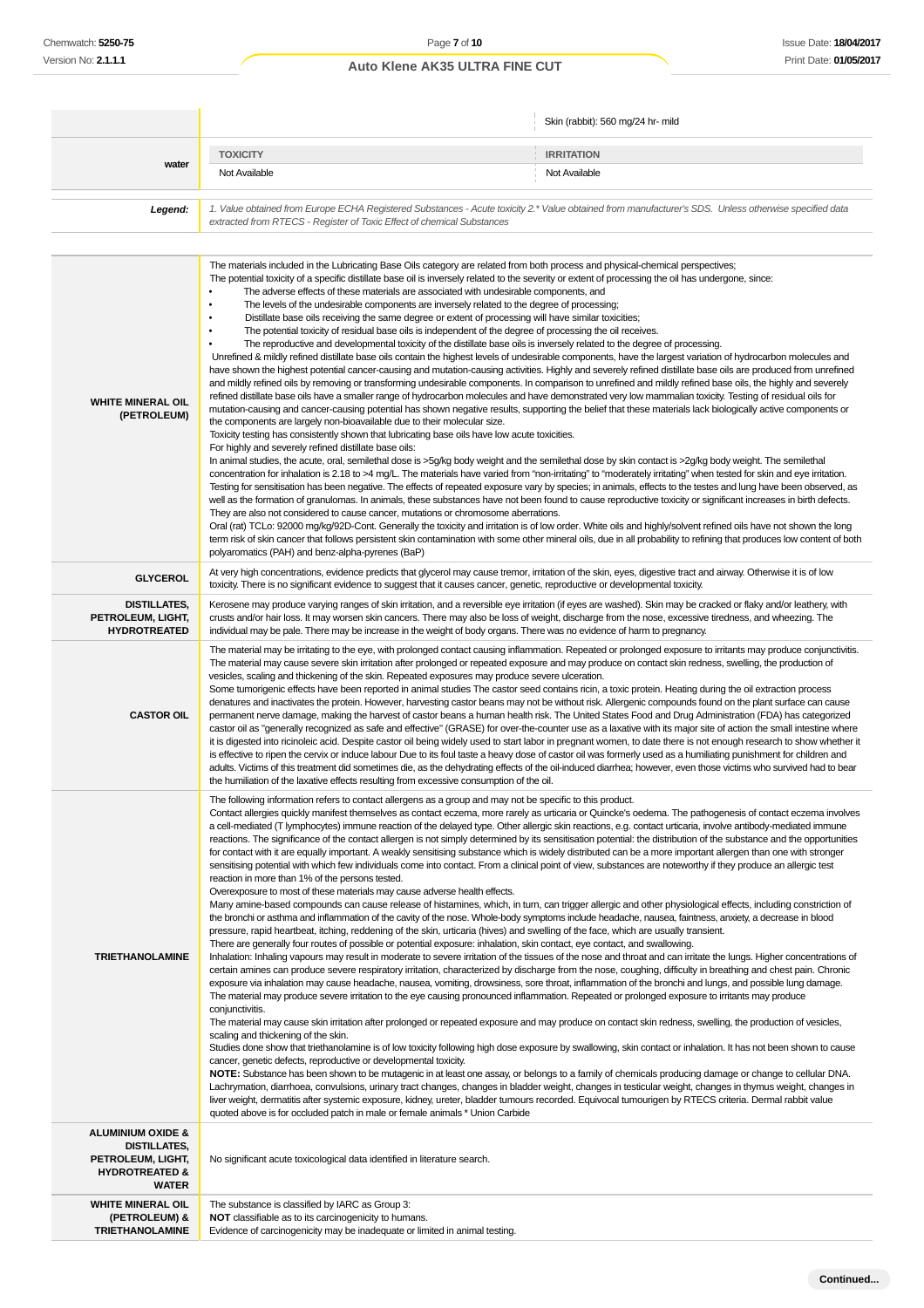| | | |
|---|---|---|
| | | Skin (rabbit): 560 mg/24 hr- mild |
| **water** | **TOXICITY** | **IRRITATION** |
| | Not Available | Not Available |

| | |
|---|---|
| ***Legend:*** | *1. Value obtained from Europe ECHA Registered Substances - Acute toxicity 2.\* Value obtained from manufacturer's SDS. Unless otherwise specified data extracted from RTECS - Register of Toxic Effect of chemical Substances* |

| | |
|---|---|
| **WHITE MINERAL OIL (PETROLEUM)** | The materials included in the Lubricating Base Oils category are related from both process and physical-chemical perspectives;<br>The potential toxicity of a specific distillate base oil is inversely related to the severity or extent of processing the oil has undergone, since:<br>• The adverse effects of these materials are associated with undesirable components, and<br>• The levels of the undesirable components are inversely related to the degree of processing;<br>• Distillate base oils receiving the same degree or extent of processing will have similar toxicities;<br>• The potential toxicity of residual base oils is independent of the degree of processing the oil receives.<br>• The reproductive and developmental toxicity of the distillate base oils is inversely related to the degree of processing.<br>Unrefined & mildly refined distillate base oils contain the highest levels of undesirable components, have the largest variation of hydrocarbon molecules and have shown the highest potential cancer-causing and mutation-causing activities. Highly and severely refined distillate base oils are produced from unrefined and mildly refined oils by removing or transforming undesirable components. In comparison to unrefined and mildly refined base oils, the highly and severely refined distillate base oils have a smaller range of hydrocarbon molecules and have demonstrated very low mammalian toxicity. Testing of residual oils for mutation-causing and cancer-causing potential has shown negative results, supporting the belief that these materials lack biologically active components or the components are largely non-bioavailable due to their molecular size.<br>Toxicity testing has consistently shown that lubricating base oils have low acute toxicities.<br>For highly and severely refined distillate base oils:<br>In animal studies, the acute, oral, semilethal dose is >5g/kg body weight and the semilethal dose by skin contact is >2g/kg body weight. The semilethal concentration for inhalation is 2.18 to >4 mg/L. The materials have varied from "non-irritating" to "moderately irritating" when tested for skin and eye irritation. Testing for sensitisation has been negative. The effects of repeated exposure vary by species; in animals, effects to the testes and lung have been observed, as well as the formation of granulomas. In animals, these substances have not been found to cause reproductive toxicity or significant increases in birth defects. They are also not considered to cause cancer, mutations or chromosome aberrations.<br>Oral (rat) TCLo: 92000 mg/kg/92D-Cont. Generally the toxicity and irritation is of low order. White oils and highly/solvent refined oils have not shown the long term risk of skin cancer that follows persistent skin contamination with some other mineral oils, due in all probability to refining that produces low content of both polyaromatics (PAH) and benz-alpha-pyrenes (BaP) |
| **GLYCEROL** | At very high concentrations, evidence predicts that glycerol may cause tremor, irritation of the skin, eyes, digestive tract and airway. Otherwise it is of low toxicity. There is no significant evidence to suggest that it causes cancer, genetic, reproductive or developmental toxicity. |
| **DISTILLATES, PETROLEUM, LIGHT, HYDROTREATED** | Kerosene may produce varying ranges of skin irritation, and a reversible eye irritation (if eyes are washed). Skin may be cracked or flaky and/or leathery, with crusts and/or hair loss. It may worsen skin cancers. There may also be loss of weight, discharge from the nose, excessive tiredness, and wheezing. The individual may be pale. There may be increase in the weight of body organs. There was no evidence of harm to pregnancy. |
| **CASTOR OIL** | The material may be irritating to the eye, with prolonged contact causing inflammation. Repeated or prolonged exposure to irritants may produce conjunctivitis.<br>The material may cause severe skin irritation after prolonged or repeated exposure and may produce on contact skin redness, swelling, the production of vesicles, scaling and thickening of the skin. Repeated exposures may produce severe ulceration.<br>Some tumorigenic effects have been reported in animal studies The castor seed contains ricin, a toxic protein. Heating during the oil extraction process denatures and inactivates the protein. However, harvesting castor beans may not be without risk. Allergenic compounds found on the plant surface can cause permanent nerve damage, making the harvest of castor beans a human health risk. The United States Food and Drug Administration (FDA) has categorized castor oil as "generally recognized as safe and effective" (GRASE) for over-the-counter use as a laxative with its major site of action the small intestine where it is digested into ricinoleic acid. Despite castor oil being widely used to start labor in pregnant women, to date there is not enough research to show whether it is effective to ripen the cervix or induce labour Due to its foul taste a heavy dose of castor oil was formerly used as a humiliating punishment for children and adults. Victims of this treatment did sometimes die, as the dehydrating effects of the oil-induced diarrhea; however, even those victims who survived had to bear the humiliation of the laxative effects resulting from excessive consumption of the oil. |
| **TRIETHANOLAMINE** | The following information refers to contact allergens as a group and may not be specific to this product.<br>Contact allergies quickly manifest themselves as contact eczema, more rarely as urticaria or Quincke's oedema. The pathogenesis of contact eczema involves a cell-mediated (T lymphocytes) immune reaction of the delayed type. Other allergic skin reactions, e.g. contact urticaria, involve antibody-mediated immune reactions. The significance of the contact allergen is not simply determined by its sensitisation potential: the distribution of the substance and the opportunities for contact with it are equally important. A weakly sensitising substance which is widely distributed can be a more important allergen than one with stronger sensitising potential with which few individuals come into contact. From a clinical point of view, substances are noteworthy if they produce an allergic test reaction in more than 1% of the persons tested.<br>Overexposure to most of these materials may cause adverse health effects.<br>Many amine-based compounds can cause release of histamines, which, in turn, can trigger allergic and other physiological effects, including constriction of the bronchi or asthma and inflammation of the cavity of the nose. Whole-body symptoms include headache, nausea, faintness, anxiety, a decrease in blood pressure, rapid heartbeat, itching, reddening of the skin, urticaria (hives) and swelling of the face, which are usually transient.<br>There are generally four routes of possible or potential exposure: inhalation, skin contact, eye contact, and swallowing.<br>Inhalation: Inhaling vapours may result in moderate to severe irritation of the tissues of the nose and throat and can irritate the lungs. Higher concentrations of certain amines can produce severe respiratory irritation, characterized by discharge from the nose, coughing, difficulty in breathing and chest pain. Chronic exposure via inhalation may cause headache, nausea, vomiting, drowsiness, sore throat, inflammation of the bronchi and lungs, and possible lung damage.<br>The material may produce severe irritation to the eye causing pronounced inflammation. Repeated or prolonged exposure to irritants may produce conjunctivitis.<br>The material may cause skin irritation after prolonged or repeated exposure and may produce on contact skin redness, swelling, the production of vesicles, scaling and thickening of the skin.<br>Studies done show that triethanolamine is of low toxicity following high dose exposure by swallowing, skin contact or inhalation. It has not been shown to cause cancer, genetic defects, reproductive or developmental toxicity.<br>**NOTE:** Substance has been shown to be mutagenic in at least one assay, or belongs to a family of chemicals producing damage or change to cellular DNA.<br>Lachrymation, diarrhoea, convulsions, urinary tract changes, changes in bladder weight, changes in testicular weight, changes in thymus weight, changes in liver weight, dermatitis after systemic exposure, kidney, ureter, bladder tumours recorded. Equivocal tumourigen by RTECS criteria. Dermal rabbit value quoted above is for occluded patch in male or female animals \* Union Carbide |
| **ALUMINIUM OXIDE & DISTILLATES, PETROLEUM, LIGHT, HYDROTREATED & WATER** | No significant acute toxicological data identified in literature search. |
| **WHITE MINERAL OIL (PETROLEUM) & TRIETHANOLAMINE** | The substance is classified by IARC as Group 3:<br>**NOT** classifiable as to its carcinogenicity to humans.<br>Evidence of carcinogenicity may be inadequate or limited in animal testing. |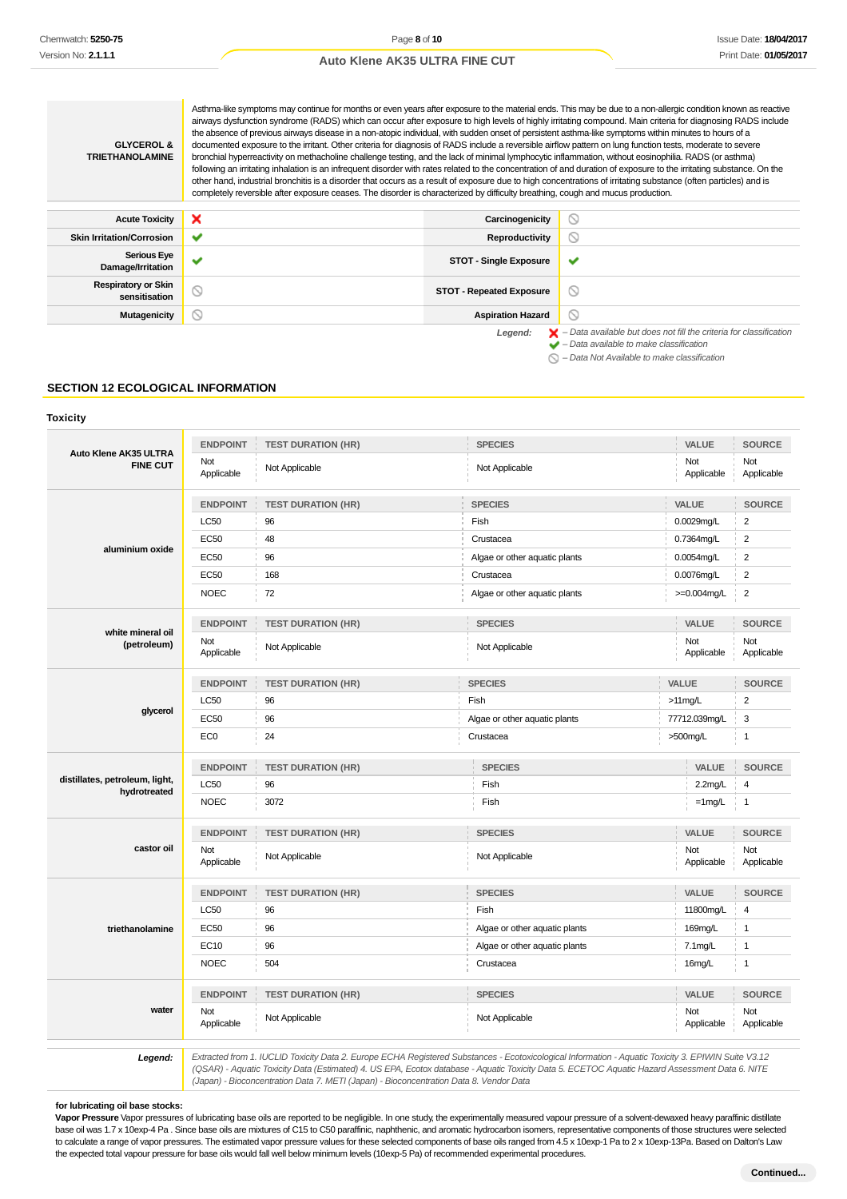| | |
|---|---|
| **GLYCEROL & TRIETHANOLAMINE** | Asthma-like symptoms may continue for months or even years after exposure to the material ends. This may be due to a non-allergic condition known as reactive airways dysfunction syndrome (RADS) which can occur after exposure to high levels of highly irritating compound. Main criteria for diagnosing RADS include the absence of previous airways disease in a non-atopic individual, with sudden onset of persistent asthma-like symptoms within minutes to hours of a documented exposure to the irritant. Other criteria for diagnosis of RADS include a reversible airflow pattern on lung function tests, moderate to severe bronchial hyperreactivity on methacholine challenge testing, and the lack of minimal lymphocytic inflammation, without eosinophilia. RADS (or asthma) following an irritating inhalation is an infrequent disorder with rates related to the concentration of and duration of exposure to the irritating substance. On the other hand, industrial bronchitis is a disorder that occurs as a result of exposure due to high concentrations of irritating substance (often particles) and is completely reversible after exposure ceases. The disorder is characterized by difficulty breathing, cough and mucus production. |

| | | | |
|---|---|---|---|
| **Acute Toxicity** | ✘ | **Carcinogenicity** | ⃠ |
| **Skin Irritation/Corrosion** | ✔ | **Reproductivity** | ⃠ |
| **Serious Eye Damage/Irritation** | ✔ | **STOT - Single Exposure** | ✔ |
| **Respiratory or Skin sensitisation** | ⃠ | **STOT - Repeated Exposure** | ⃠ |
| **Mutagenicity** | ⃠ | **Aspiration Hazard** | ⃠ |

*Legend:* ✘ – Data available but does not fill the criteria for classification
✔ – Data available to make classification
⃠ – Data Not Available to make classification

## SECTION 12 ECOLOGICAL INFORMATION

### Toxicity

| Substance | ENDPOINT | TEST DURATION (HR) | SPECIES | VALUE | SOURCE |
|---|---|---|---|---|---|
| **Auto Klene AK35 ULTRA FINE CUT** | Not Applicable | Not Applicable | Not Applicable | Not Applicable | Not Applicable |
| **aluminium oxide** | LC50 | 96 | Fish | 0.0029mg/L | 2 |
| | EC50 | 48 | Crustacea | 0.7364mg/L | 2 |
| | EC50 | 96 | Algae or other aquatic plants | 0.0054mg/L | 2 |
| | EC50 | 168 | Crustacea | 0.0076mg/L | 2 |
| | NOEC | 72 | Algae or other aquatic plants | >=0.004mg/L | 2 |
| **white mineral oil (petroleum)** | Not Applicable | Not Applicable | Not Applicable | Not Applicable | Not Applicable |
| **glycerol** | LC50 | 96 | Fish | >11mg/L | 2 |
| | EC50 | 96 | Algae or other aquatic plants | 77712.039mg/L | 3 |
| | EC0 | 24 | Crustacea | >500mg/L | 1 |
| **distillates, petroleum, light, hydrotreated** | LC50 | 96 | Fish | 2.2mg/L | 4 |
| | NOEC | 3072 | Fish | =1mg/L | 1 |
| **castor oil** | Not Applicable | Not Applicable | Not Applicable | Not Applicable | Not Applicable |
| **triethanolamine** | LC50 | 96 | Fish | 11800mg/L | 4 |
| | EC50 | 96 | Algae or other aquatic plants | 169mg/L | 1 |
| | EC10 | 96 | Algae or other aquatic plants | 7.1mg/L | 1 |
| | NOEC | 504 | Crustacea | 16mg/L | 1 |
| **water** | Not Applicable | Not Applicable | Not Applicable | Not Applicable | Not Applicable |

**Legend:** *Extracted from 1. IUCLID Toxicity Data 2. Europe ECHA Registered Substances - Ecotoxicological Information - Aquatic Toxicity 3. EPIWIN Suite V3.12 (QSAR) - Aquatic Toxicity Data (Estimated) 4. US EPA, Ecotox database - Aquatic Toxicity Data 5. ECETOC Aquatic Hazard Assessment Data 6. NITE (Japan) - Bioconcentration Data 7. METI (Japan) - Bioconcentration Data 8. Vendor Data*

**for lubricating oil base stocks:**
**Vapor Pressure** Vapor pressures of lubricating base oils are reported to be negligible. In one study, the experimentally measured vapour pressure of a solvent-dewaxed heavy paraffinic distillate base oil was 1.7 x 10exp-4 Pa . Since base oils are mixtures of C15 to C50 paraffinic, naphthenic, and aromatic hydrocarbon isomers, representative components of those structures were selected to calculate a range of vapor pressures. The estimated vapor pressure values for these selected components of base oils ranged from 4.5 x 10exp-1 Pa to 2 x 10exp-13Pa. Based on Dalton's Law the expected total vapour pressure for base oils would fall well below minimum levels (10exp-5 Pa) of recommended experimental procedures.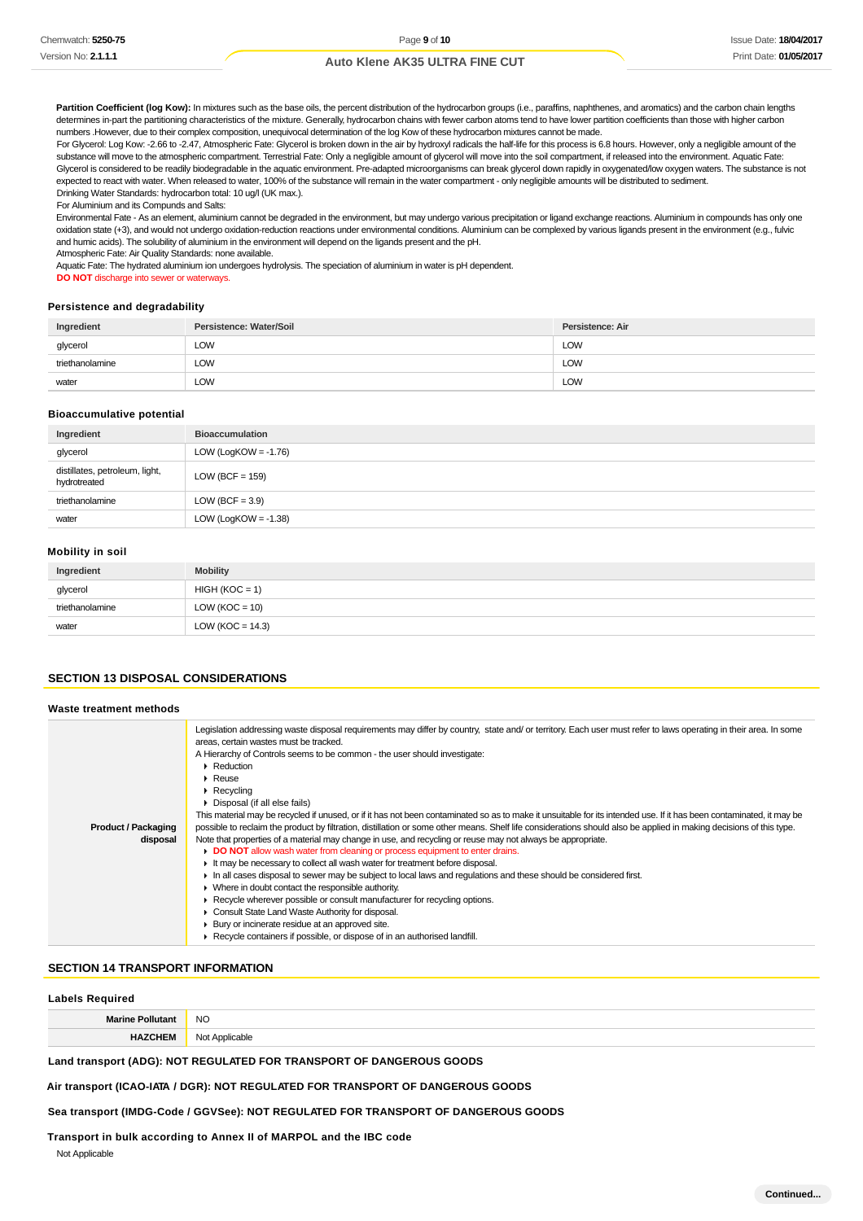**Partition Coefficient (log Kow):** In mixtures such as the base oils, the percent distribution of the hydrocarbon groups (i.e., paraffins, naphthenes, and aromatics) and the carbon chain lengths determines in-part the partitioning characteristics of the mixture. Generally, hydrocarbon chains with fewer carbon atoms tend to have lower partition coefficients than those with higher carbon numbers .However, due to their complex composition, unequivocal determination of the log Kow of these hydrocarbon mixtures cannot be made.
For Glycerol: Log Kow: -2.66 to -2.47, Atmospheric Fate: Glycerol is broken down in the air by hydroxyl radicals the half-life for this process is 6.8 hours. However, only a negligible amount of the substance will move to the atmospheric compartment. Terrestrial Fate: Only a negligible amount of glycerol will move into the soil compartment, if released into the environment. Aquatic Fate: Glycerol is considered to be readily biodegradable in the aquatic environment. Pre-adapted microorganisms can break glycerol down rapidly in oxygenated/low oxygen waters. The substance is not expected to react with water. When released to water, 100% of the substance will remain in the water compartment - only negligible amounts will be distributed to sediment.
Drinking Water Standards: hydrocarbon total: 10 ug/l (UK max.).
For Aluminium and its Compunds and Salts:
Environmental Fate - As an element, aluminium cannot be degraded in the environment, but may undergo various precipitation or ligand exchange reactions. Aluminium in compounds has only one oxidation state (+3), and would not undergo oxidation-reduction reactions under environmental conditions. Aluminium can be complexed by various ligands present in the environment (e.g., fulvic and humic acids). The solubility of aluminium in the environment will depend on the ligands present and the pH.
Atmospheric Fate: Air Quality Standards: none available.
Aquatic Fate: The hydrated aluminium ion undergoes hydrolysis. The speciation of aluminium in water is pH dependent.
**DO NOT** discharge into sewer or waterways.

### Persistence and degradability

| Ingredient | Persistence: Water/Soil | Persistence: Air |
|---|---|---|
| glycerol | LOW | LOW |
| triethanolamine | LOW | LOW |
| water | LOW | LOW |

### Bioaccumulative potential

| Ingredient | Bioaccumulation |
|---|---|
| glycerol | LOW (LogKOW = -1.76) |
| distillates, petroleum, light, hydrotreated | LOW (BCF = 159) |
| triethanolamine | LOW (BCF = 3.9) |
| water | LOW (LogKOW = -1.38) |

### Mobility in soil

| Ingredient | Mobility |
|---|---|
| glycerol | HIGH (KOC = 1) |
| triethanolamine | LOW (KOC = 10) |
| water | LOW (KOC = 14.3) |

## SECTION 13 DISPOSAL CONSIDERATIONS

### Waste treatment methods

| | |
|---|---|
| **Product / Packaging disposal** | Legislation addressing waste disposal requirements may differ by country, state and/ or territory. Each user must refer to laws operating in their area. In some areas, certain wastes must be tracked.<br>A Hierarchy of Controls seems to be common - the user should investigate:<br>▸ Reduction<br>▸ Reuse<br>▸ Recycling<br>▸ Disposal (if all else fails)<br>This material may be recycled if unused, or if it has not been contaminated so as to make it unsuitable for its intended use. If it has been contaminated, it may be possible to reclaim the product by filtration, distillation or some other means. Shelf life considerations should also be applied in making decisions of this type. Note that properties of a material may change in use, and recycling or reuse may not always be appropriate.<br>▸ **DO NOT** allow wash water from cleaning or process equipment to enter drains.<br>▸ It may be necessary to collect all wash water for treatment before disposal.<br>▸ In all cases disposal to sewer may be subject to local laws and regulations and these should be considered first.<br>▸ Where in doubt contact the responsible authority.<br>▸ Recycle wherever possible or consult manufacturer for recycling options.<br>▸ Consult State Land Waste Authority for disposal.<br>▸ Bury or incinerate residue at an approved site.<br>▸ Recycle containers if possible, or dispose of in an authorised landfill. |

## SECTION 14 TRANSPORT INFORMATION

### Labels Required

| | |
|---|---|
| **Marine Pollutant** | NO |
| **HAZCHEM** | Not Applicable |

**Land transport (ADG): NOT REGULATED FOR TRANSPORT OF DANGEROUS GOODS**

**Air transport (ICAO-IATA / DGR): NOT REGULATED FOR TRANSPORT OF DANGEROUS GOODS**

**Sea transport (IMDG-Code / GGVSee): NOT REGULATED FOR TRANSPORT OF DANGEROUS GOODS**

**Transport in bulk according to Annex II of MARPOL and the IBC code**

Not Applicable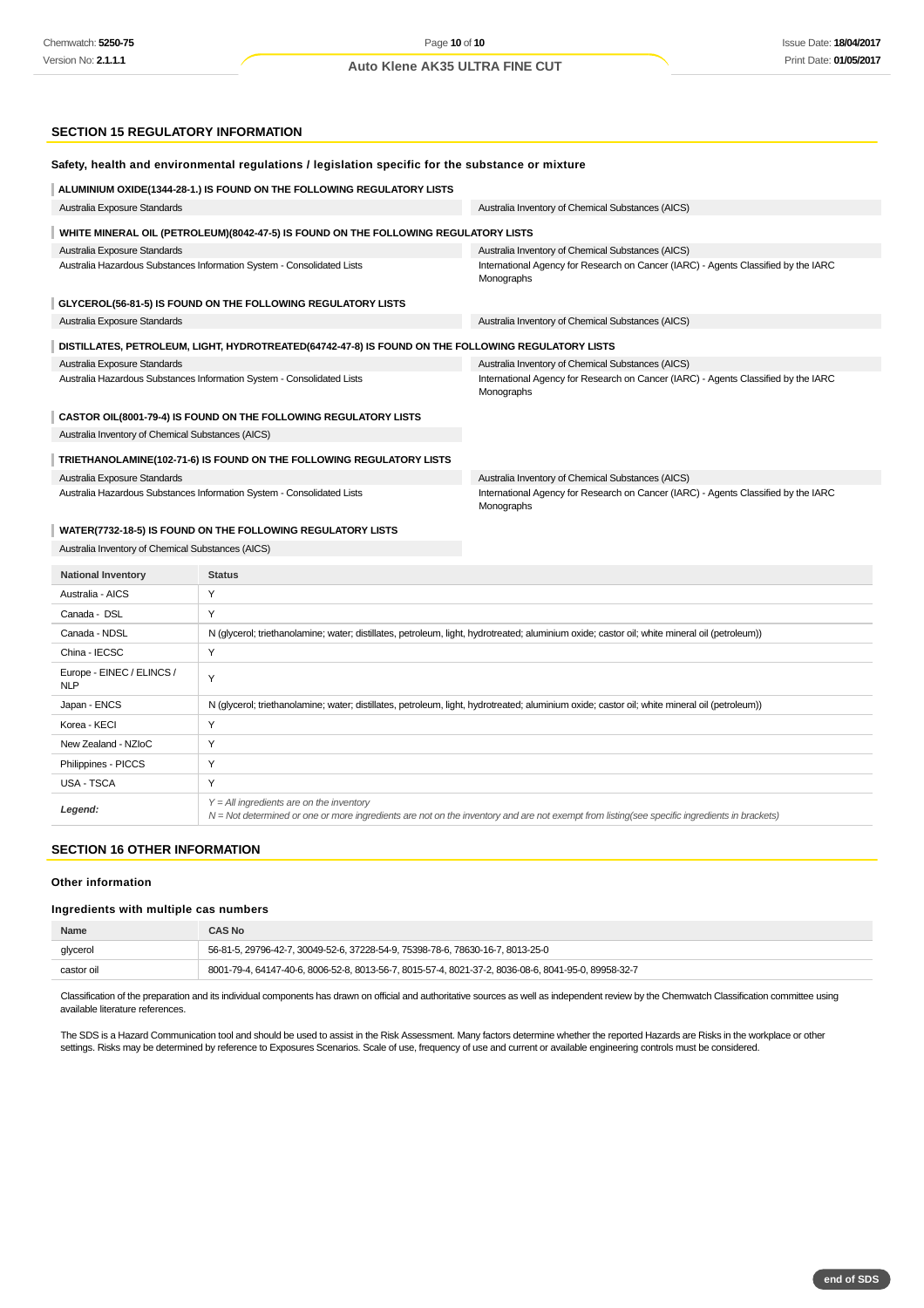## SECTION 15 REGULATORY INFORMATION

### Safety, health and environmental regulations / legislation specific for the substance or mixture

**ALUMINIUM OXIDE(1344-28-1.) IS FOUND ON THE FOLLOWING REGULATORY LISTS**

| | |
|---|---|
| Australia Exposure Standards | Australia Inventory of Chemical Substances (AICS) |

**WHITE MINERAL OIL (PETROLEUM)(8042-47-5) IS FOUND ON THE FOLLOWING REGULATORY LISTS**

| | |
|---|---|
| Australia Exposure Standards | Australia Inventory of Chemical Substances (AICS) |
| Australia Hazardous Substances Information System - Consolidated Lists | International Agency for Research on Cancer (IARC) - Agents Classified by the IARC Monographs |

**GLYCEROL(56-81-5) IS FOUND ON THE FOLLOWING REGULATORY LISTS**

| | |
|---|---|
| Australia Exposure Standards | Australia Inventory of Chemical Substances (AICS) |

**DISTILLATES, PETROLEUM, LIGHT, HYDROTREATED(64742-47-8) IS FOUND ON THE FOLLOWING REGULATORY LISTS**

| | |
|---|---|
| Australia Exposure Standards | Australia Inventory of Chemical Substances (AICS) |
| Australia Hazardous Substances Information System - Consolidated Lists | International Agency for Research on Cancer (IARC) - Agents Classified by the IARC Monographs |

**CASTOR OIL(8001-79-4) IS FOUND ON THE FOLLOWING REGULATORY LISTS**

| |
|---|
| Australia Inventory of Chemical Substances (AICS) |

**TRIETHANOLAMINE(102-71-6) IS FOUND ON THE FOLLOWING REGULATORY LISTS**

| | |
|---|---|
| Australia Exposure Standards | Australia Inventory of Chemical Substances (AICS) |
| Australia Hazardous Substances Information System - Consolidated Lists | International Agency for Research on Cancer (IARC) - Agents Classified by the IARC Monographs |

**WATER(7732-18-5) IS FOUND ON THE FOLLOWING REGULATORY LISTS**

| |
|---|
| Australia Inventory of Chemical Substances (AICS) |

| National Inventory | Status |
|---|---|
| Australia - AICS | Y |
| Canada - DSL | Y |
| Canada - NDSL | N (glycerol; triethanolamine; water; distillates, petroleum, light, hydrotreated; aluminium oxide; castor oil; white mineral oil (petroleum)) |
| China - IECSC | Y |
| Europe - EINEC / ELINCS / NLP | Y |
| Japan - ENCS | N (glycerol; triethanolamine; water; distillates, petroleum, light, hydrotreated; aluminium oxide; castor oil; white mineral oil (petroleum)) |
| Korea - KECI | Y |
| New Zealand - NZIoC | Y |
| Philippines - PICCS | Y |
| USA - TSCA | Y |
| ***Legend:*** | *Y = All ingredients are on the inventory*<br>*N = Not determined or one or more ingredients are not on the inventory and are not exempt from listing(see specific ingredients in brackets)* |

## SECTION 16 OTHER INFORMATION

### Other information

### Ingredients with multiple cas numbers

| Name | CAS No |
|---|---|
| glycerol | 56-81-5, 29796-42-7, 30049-52-6, 37228-54-9, 75398-78-6, 78630-16-7, 8013-25-0 |
| castor oil | 8001-79-4, 64147-40-6, 8006-52-8, 8013-56-7, 8015-57-4, 8021-37-2, 8036-08-6, 8041-95-0, 89958-32-7 |

Classification of the preparation and its individual components has drawn on official and authoritative sources as well as independent review by the Chemwatch Classification committee using available literature references.

The SDS is a Hazard Communication tool and should be used to assist in the Risk Assessment. Many factors determine whether the reported Hazards are Risks in the workplace or other settings. Risks may be determined by reference to Exposures Scenarios. Scale of use, frequency of use and current or available engineering controls must be considered.

**end of SDS**